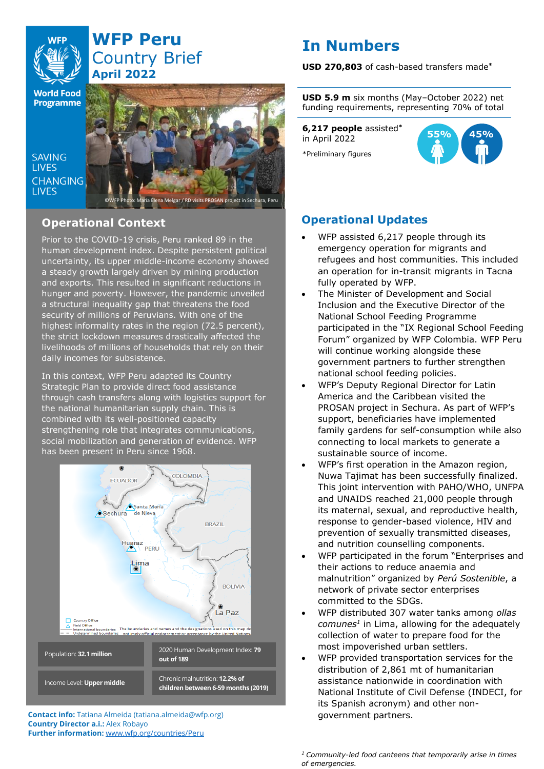# WFP Peru Country Brief

**April 2022**

SAVING LIVES CHANGING LIVES

©WFP Photo: Maria Elena Melgar / RD visits PROSAN project in Sechura, Peru

## Operational Context

Prior to the COVID-19 crisis, Peru ranked 89 in the human development index. Despite persistent political uncertainty, its upper middle-income economy showed a steady growth largely driven by mining production and exports. This resulted in significant reductions in hunger and poverty. However, the pandemic unveiled a structural inequality gap that threatens the food security of millions of Peruvians. With one of the highest informality rates in the region (72.5 percent), the strict lockdown measures drastically affected the livelihoods of millions of households that rely on their daily incomes for subsistence.

In this context, WFP Peru adapted its Country Strategic Plan to provide direct food assistance through cash transfers along with logistics support for the national humanitarian supply chain. This is combined with its well-positioned capacity strengthening role that integrates communications, social mobilization and generation of evidence. WFP has been present in Peru since 1968.

| | |
|---|---|
| Population: **32.1 million** | 2020 Human Development Index: **79 out of 189** |
| Income Level: **Upper middle** | Chronic malnutrition: **12.2% of children between 6-59 months (2019)** |

**Contact info:** Tatiana Almeida (tatiana.almeida@wfp.org)
**Country Director a.i.:** Alex Robayo
**Further information:** www.wfp.org/countries/Peru

## In Numbers

**USD 270,803** of cash-based transfers made*

**USD 5.9 m** six months (May–October 2022) net funding requirements, representing 70% of total

**6,217 people** assisted* in April 2022

55% 45%

*Preliminary figures

## Operational Updates

- WFP assisted 6,217 people through its emergency operation for migrants and refugees and host communities. This included an operation for in-transit migrants in Tacna fully operated by WFP.
- The Minister of Development and Social Inclusion and the Executive Director of the National School Feeding Programme participated in the "IX Regional School Feeding Forum" organized by WFP Colombia. WFP Peru will continue working alongside these government partners to further strengthen national school feeding policies.
- WFP's Deputy Regional Director for Latin America and the Caribbean visited the PROSAN project in Sechura. As part of WFP's support, beneficiaries have implemented family gardens for self-consumption while also connecting to local markets to generate a sustainable source of income.
- WFP's first operation in the Amazon region, Nuwa Tajimat has been successfully finalized. This joint intervention with PAHO/WHO, UNFPA and UNAIDS reached 21,000 people through its maternal, sexual, and reproductive health, response to gender-based violence, HIV and prevention of sexually transmitted diseases, and nutrition counselling components.
- WFP participated in the forum "Enterprises and their actions to reduce anaemia and malnutrition" organized by *Perú Sostenible*, a network of private sector enterprises committed to the SDGs.
- WFP distributed 307 water tanks among *ollas comunes*[1] in Lima, allowing for the adequately collection of water to prepare food for the most impoverished urban settlers.
- WFP provided transportation services for the distribution of 2,861 mt of humanitarian assistance nationwide in coordination with National Institute of Civil Defense (INDECI, for its Spanish acronym) and other non-government partners.

[1] *Community-led food canteens that temporarily arise in times of emergencies.*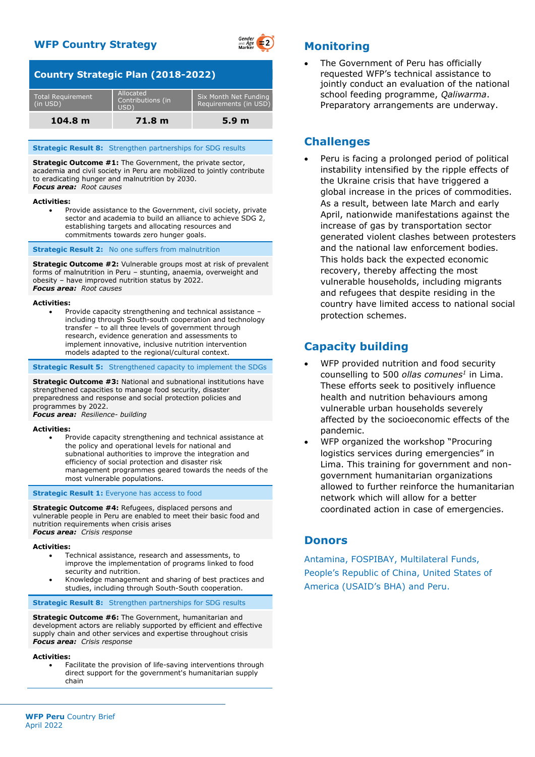## WFP Country Strategy

Gender and Age Marker 2

### Country Strategic Plan (2018-2022)

| Total Requirement (in USD) | Allocated Contributions (in USD) | Six Month Net Funding Requirements (in USD) |
|---|---|---|
| 104.8 m | 71.8 m | 5.9 m |

**Strategic Result 8:** Strengthen partnerships for SDG results

**Strategic Outcome #1:** The Government, the private sector, academia and civil society in Peru are mobilized to jointly contribute to eradicating hunger and malnutrition by 2030.
***Focus area:*** *Root causes*

**Activities:**

- Provide assistance to the Government, civil society, private sector and academia to build an alliance to achieve SDG 2, establishing targets and allocating resources and commitments towards zero hunger goals.

**Strategic Result 2:** No one suffers from malnutrition

**Strategic Outcome #2:** Vulnerable groups most at risk of prevalent forms of malnutrition in Peru – stunting, anaemia, overweight and obesity – have improved nutrition status by 2022.
***Focus area:*** *Root causes*

**Activities:**

- Provide capacity strengthening and technical assistance – including through South-south cooperation and technology transfer – to all three levels of government through research, evidence generation and assessments to implement innovative, inclusive nutrition intervention models adapted to the regional/cultural context.

**Strategic Result 5:** Strengthened capacity to implement the SDGs

**Strategic Outcome #3:** National and subnational institutions have strengthened capacities to manage food security, disaster preparedness and response and social protection policies and programmes by 2022.
***Focus area:*** *Resilience- building*

**Activities:**

- Provide capacity strengthening and technical assistance at the policy and operational levels for national and subnational authorities to improve the integration and efficiency of social protection and disaster risk management programmes geared towards the needs of the most vulnerable populations.

**Strategic Result 1:** Everyone has access to food

**Strategic Outcome #4:** Refugees, displaced persons and vulnerable people in Peru are enabled to meet their basic food and nutrition requirements when crisis arises
***Focus area:*** *Crisis response*

**Activities:**

- Technical assistance, research and assessments, to improve the implementation of programs linked to food security and nutrition.
- Knowledge management and sharing of best practices and studies, including through South-South cooperation.

**Strategic Result 8:** Strengthen partnerships for SDG results

**Strategic Outcome #6:** The Government, humanitarian and development actors are reliably supported by efficient and effective supply chain and other services and expertise throughout crisis
***Focus area:*** *Crisis response*

**Activities:**

- Facilitate the provision of life-saving interventions through direct support for the government's humanitarian supply chain

## Monitoring

- The Government of Peru has officially requested WFP's technical assistance to jointly conduct an evaluation of the national school feeding programme, *Qaliwarma*. Preparatory arrangements are underway.

## Challenges

- Peru is facing a prolonged period of political instability intensified by the ripple effects of the Ukraine crisis that have triggered a global increase in the prices of commodities. As a result, between late March and early April, nationwide manifestations against the increase of gas by transportation sector generated violent clashes between protesters and the national law enforcement bodies. This holds back the expected economic recovery, thereby affecting the most vulnerable households, including migrants and refugees that despite residing in the country have limited access to national social protection schemes.

## Capacity building

- WFP provided nutrition and food security counselling to 500 *ollas comunes*[1] in Lima. These efforts seek to positively influence health and nutrition behaviours among vulnerable urban households severely affected by the socioeconomic effects of the pandemic.
- WFP organized the workshop "Procuring logistics services during emergencies" in Lima. This training for government and non-government humanitarian organizations allowed to further reinforce the humanitarian network which will allow for a better coordinated action in case of emergencies.

## Donors

Antamina, FOSPIBAY, Multilateral Funds, People's Republic of China, United States of America (USAID's BHA) and Peru.